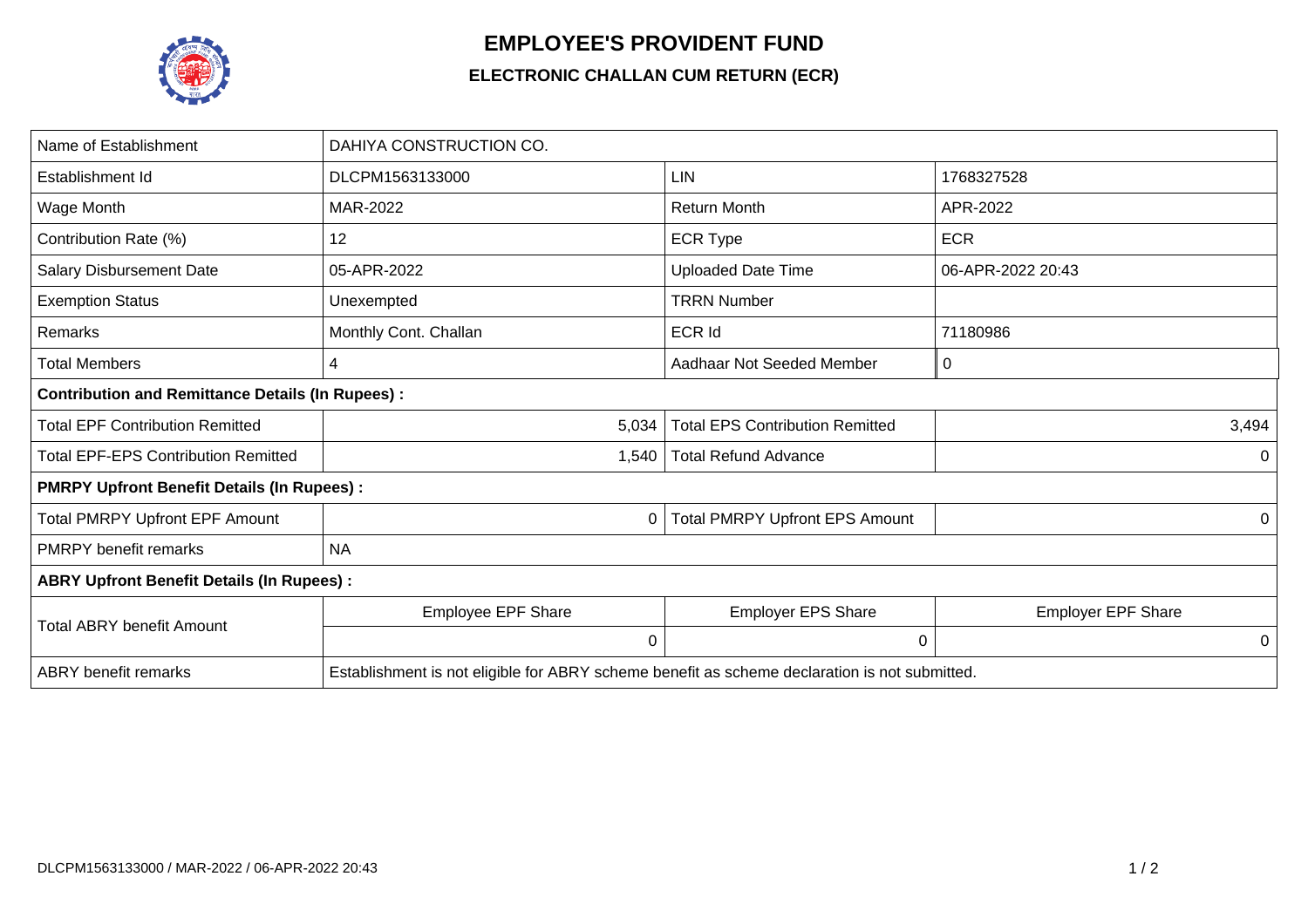# EMPLOYEE'S PROVIDENT FUND

## ELECTRONIC CHALLAN CUM RETURN (ECR)

| Name of Establishment | DAHIYA CONSTRUCTION CO. | | |
|---|---|---|---|
| Establishment Id | DLCPM1563133000 | LIN | 1768327528 |
| Wage Month | MAR-2022 | Return Month | APR-2022 |
| Contribution Rate (%) | 12 | ECR Type | ECR |
| Salary Disbursement Date | 05-APR-2022 | Uploaded Date Time | 06-APR-2022 20:43 |
| Exemption Status | Unexempted | TRRN Number | |
| Remarks | Monthly Cont. Challan | ECR Id | 71180986 |
| Total Members | 4 | Aadhaar Not Seeded Member | 0 |
| **Contribution and Remittance Details (In Rupees) :** | | | |
| Total EPF Contribution Remitted | 5,034 | Total EPS Contribution Remitted | 3,494 |
| Total EPF-EPS Contribution Remitted | 1,540 | Total Refund Advance | 0 |
| **PMRPY Upfront Benefit Details (In Rupees) :** | | | |
| Total PMRPY Upfront EPF Amount | 0 | Total PMRPY Upfront EPS Amount | 0 |
| PMRPY benefit remarks | NA | | |
| **ABRY Upfront Benefit Details (In Rupees) :** | | | |
| Total ABRY benefit Amount | Employee EPF Share | Employer EPS Share | Employer EPF Share |
| | 0 | 0 | 0 |
| ABRY benefit remarks | Establishment is not eligible for ABRY scheme benefit as scheme declaration is not submitted. | | |

DLCPM1563133000 / MAR-2022 / 06-APR-2022 20:43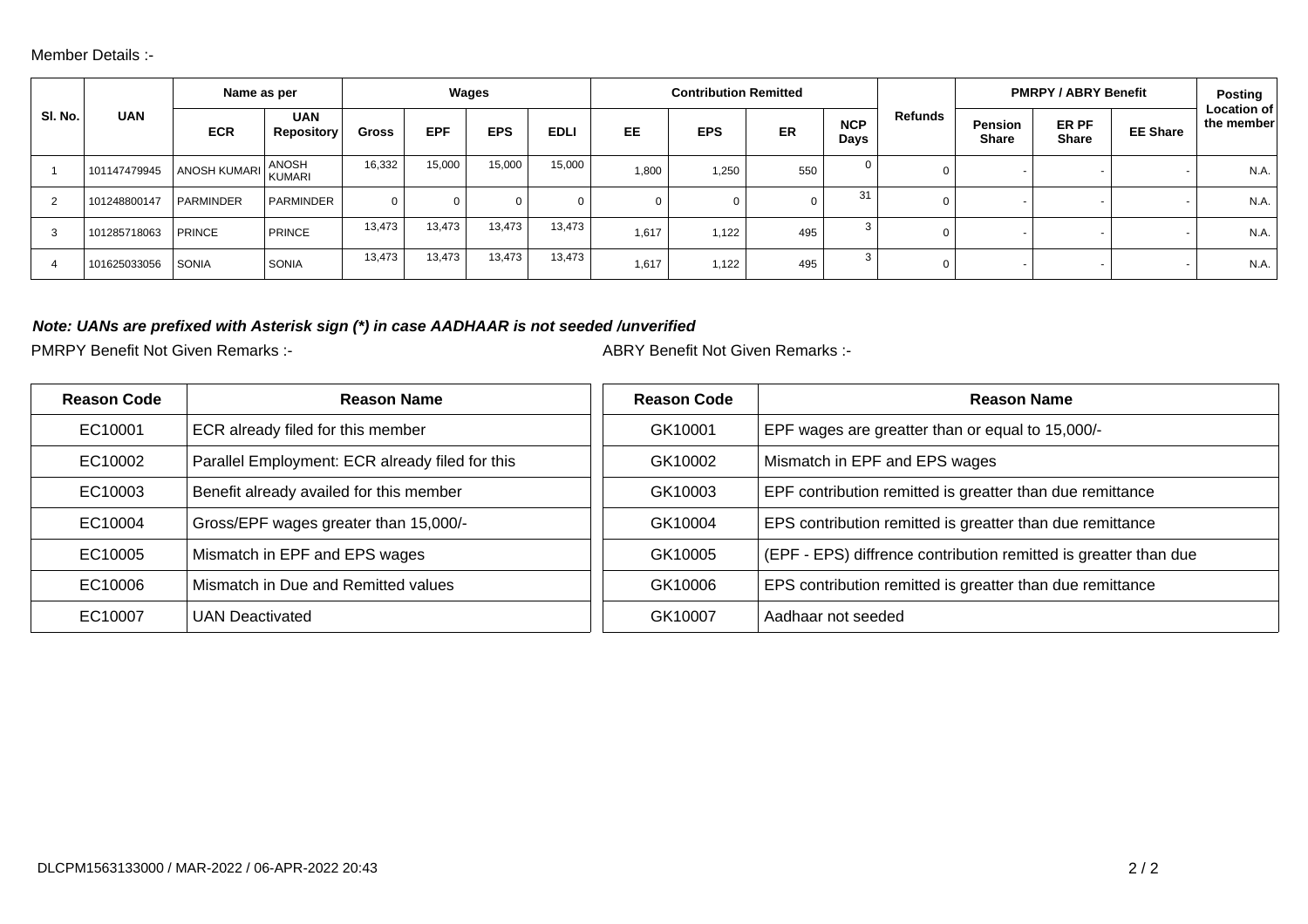Member Details :-

| Sl. No. | UAN | Name as per | | Wages | | | | Contribution Remitted | | | | Refunds | PMRPY / ABRY Benefit | | | Posting Location of the member |
|---|---|---|---|---|---|---|---|---|---|---|---|---|---|---|---|---|
| | | ECR | UAN Repository | Gross | EPF | EPS | EDLI | EE | EPS | ER | NCP Days | | Pension Share | ER PF Share | EE Share | |
| 1 | 101147479945 | ANOSH KUMARI | ANOSH KUMARI | 16,332 | 15,000 | 15,000 | 15,000 | 1,800 | 1,250 | 550 | 0 | 0 | - | - | - | N.A. |
| 2 | 101248800147 | PARMINDER | PARMINDER | 0 | 0 | 0 | 0 | 0 | 0 | 0 | 31 | 0 | - | - | - | N.A. |
| 3 | 101285718063 | PRINCE | PRINCE | 13,473 | 13,473 | 13,473 | 13,473 | 1,617 | 1,122 | 495 | 3 | 0 | - | - | - | N.A. |
| 4 | 101625033056 | SONIA | SONIA | 13,473 | 13,473 | 13,473 | 13,473 | 1,617 | 1,122 | 495 | 3 | 0 | - | - | - | N.A. |

***Note: UANs are prefixed with Asterisk sign (*) in case AADHAAR is not seeded /unverified***

PMRPY Benefit Not Given Remarks :-

| Reason Code | Reason Name |
|---|---|
| EC10001 | ECR already filed for this member |
| EC10002 | Parallel Employment: ECR already filed for this |
| EC10003 | Benefit already availed for this member |
| EC10004 | Gross/EPF wages greater than 15,000/- |
| EC10005 | Mismatch in EPF and EPS wages |
| EC10006 | Mismatch in Due and Remitted values |
| EC10007 | UAN Deactivated |

ABRY Benefit Not Given Remarks :-

| Reason Code | Reason Name |
|---|---|
| GK10001 | EPF wages are greatter than or equal to 15,000/- |
| GK10002 | Mismatch in EPF and EPS wages |
| GK10003 | EPF contribution remitted is greatter than due remittance |
| GK10004 | EPS contribution remitted is greatter than due remittance |
| GK10005 | (EPF - EPS) diffrence contribution remitted is greatter than due |
| GK10006 | EPS contribution remitted is greatter than due remittance |
| GK10007 | Aadhaar not seeded |

DLCPM1563133000 / MAR-2022 / 06-APR-2022 20:43